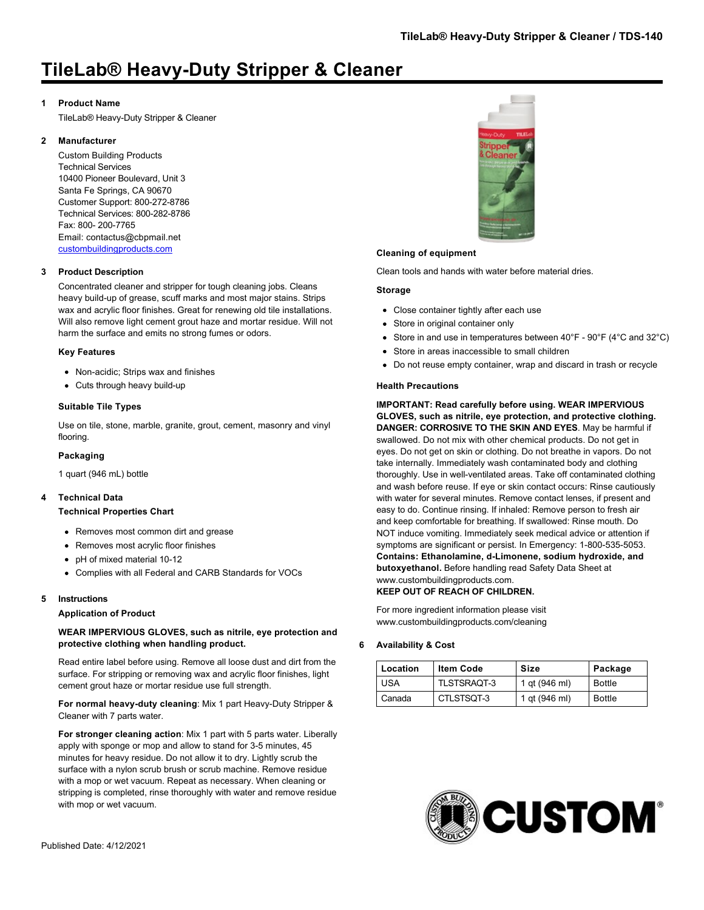# TileLab® Heavy-Duty Stripper & Cleaner

## 1 Product Name

TileLab® Heavy-Duty Stripper & Cleaner

## 2 Manufacturer

Custom Building Products
Technical Services
10400 Pioneer Boulevard, Unit 3
Santa Fe Springs, CA 90670
Customer Support: 800-272-8786
Technical Services: 800-282-8786
Fax: 800- 200-7765
Email: contactus@cbpmail.net
custombuildingproducts.com

## 3 Product Description

Concentrated cleaner and stripper for tough cleaning jobs. Cleans heavy build-up of grease, scuff marks and most major stains. Strips wax and acrylic floor finishes. Great for renewing old tile installations. Will also remove light cement grout haze and mortar residue. Will not harm the surface and emits no strong fumes or odors.

### Key Features

- Non-acidic; Strips wax and finishes
- Cuts through heavy build-up

### Suitable Tile Types

Use on tile, stone, marble, granite, grout, cement, masonry and vinyl flooring.

### Packaging

1 quart (946 mL) bottle

## 4 Technical Data

### Technical Properties Chart

- Removes most common dirt and grease
- Removes most acrylic floor finishes
- pH of mixed material 10-12
- Complies with all Federal and CARB Standards for VOCs

## 5 Instructions

### Application of Product

**WEAR IMPERVIOUS GLOVES, such as nitrile, eye protection and protective clothing when handling product.**

Read entire label before using. Remove all loose dust and dirt from the surface. For stripping or removing wax and acrylic floor finishes, light cement grout haze or mortar residue use full strength.

**For normal heavy-duty cleaning**: Mix 1 part Heavy-Duty Stripper & Cleaner with 7 parts water.

**For stronger cleaning action**: Mix 1 part with 5 parts water. Liberally apply with sponge or mop and allow to stand for 3-5 minutes, 45 minutes for heavy residue. Do not allow it to dry. Lightly scrub the surface with a nylon scrub brush or scrub machine. Remove residue with a mop or wet vacuum. Repeat as necessary. When cleaning or stripping is completed, rinse thoroughly with water and remove residue with mop or wet vacuum.

### Cleaning of equipment

Clean tools and hands with water before material dries.

### Storage

- Close container tightly after each use
- Store in original container only
- Store in and use in temperatures between 40°F - 90°F (4°C and 32°C)
- Store in areas inaccessible to small children
- Do not reuse empty container, wrap and discard in trash or recycle

### Health Precautions

**IMPORTANT: Read carefully before using. WEAR IMPERVIOUS GLOVES, such as nitrile, eye protection, and protective clothing. DANGER: CORROSIVE TO THE SKIN AND EYES**. May be harmful if swallowed. Do not mix with other chemical products. Do not get in eyes. Do not get on skin or clothing. Do not breathe in vapors. Do not take internally. Immediately wash contaminated body and clothing thoroughly. Use in well-ventilated areas. Take off contaminated clothing and wash before reuse. If eye or skin contact occurs: Rinse cautiously with water for several minutes. Remove contact lenses, if present and easy to do. Continue rinsing. If inhaled: Remove person to fresh air and keep comfortable for breathing. If swallowed: Rinse mouth. Do NOT induce vomiting. Immediately seek medical advice or attention if symptoms are significant or persist. In Emergency: 1-800-535-5053. **Contains: Ethanolamine, d-Limonene, sodium hydroxide, and butoxyethanol.** Before handling read Safety Data Sheet at www.custombuildingproducts.com.
**KEEP OUT OF REACH OF CHILDREN.**

For more ingredient information please visit www.custombuildingproducts.com/cleaning

## 6 Availability & Cost

| Location | Item Code | Size | Package |
| --- | --- | --- | --- |
| USA | TLSTSRAQT-3 | 1 qt (946 ml) | Bottle |
| Canada | CTLSTSQT-3 | 1 qt (946 ml) | Bottle |

Published Date: 4/12/2021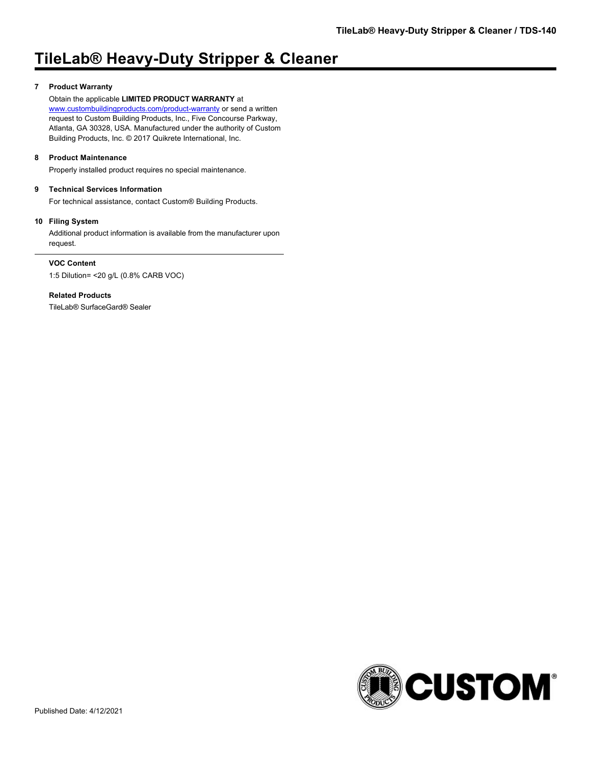# TileLab® Heavy-Duty Stripper & Cleaner

### 7 Product Warranty

Obtain the applicable **LIMITED PRODUCT WARRANTY** at www.custombuildingproducts.com/product-warranty or send a written request to Custom Building Products, Inc., Five Concourse Parkway, Atlanta, GA 30328, USA. Manufactured under the authority of Custom Building Products, Inc. © 2017 Quikrete International, Inc.

### 8 Product Maintenance

Properly installed product requires no special maintenance.

### 9 Technical Services Information

For technical assistance, contact Custom® Building Products.

### 10 Filing System

Additional product information is available from the manufacturer upon request.

---

**VOC Content**

1:5 Dilution= <20 g/L (0.8% CARB VOC)

**Related Products**

TileLab® SurfaceGard® Sealer

Published Date: 4/12/2021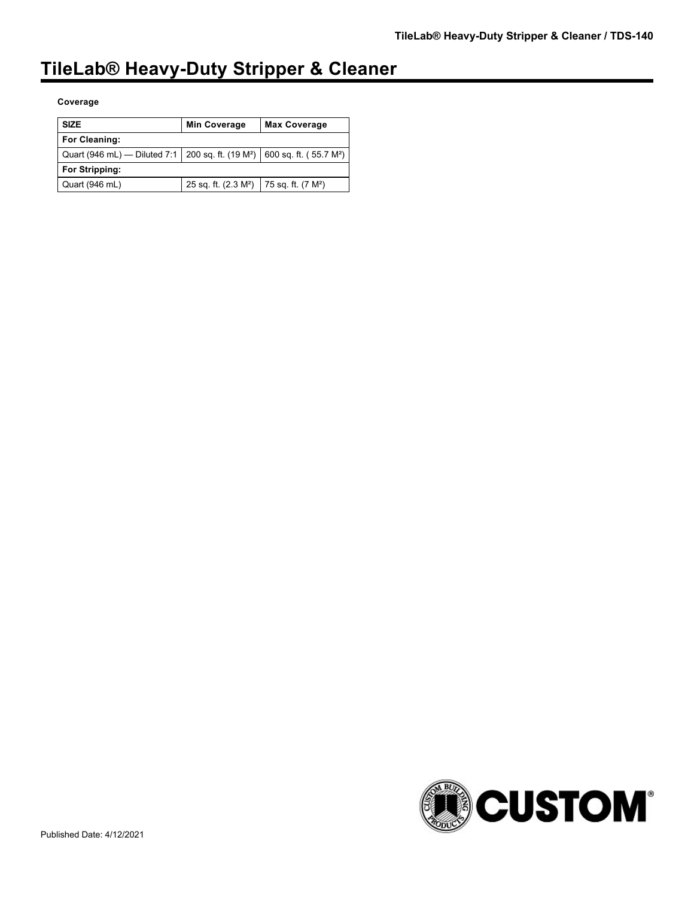# TileLab® Heavy-Duty Stripper & Cleaner

**Coverage**

| SIZE | Min Coverage | Max Coverage |
|---|---|---|
| **For Cleaning:** | | |
| Quart (946 mL) — Diluted 7:1 | 200 sq. ft. (19 M²) | 600 sq. ft. ( 55.7 M²) |
| **For Stripping:** | | |
| Quart (946 mL) | 25 sq. ft. (2.3 M²) | 75 sq. ft. (7 M²) |

Published Date: 4/12/2021